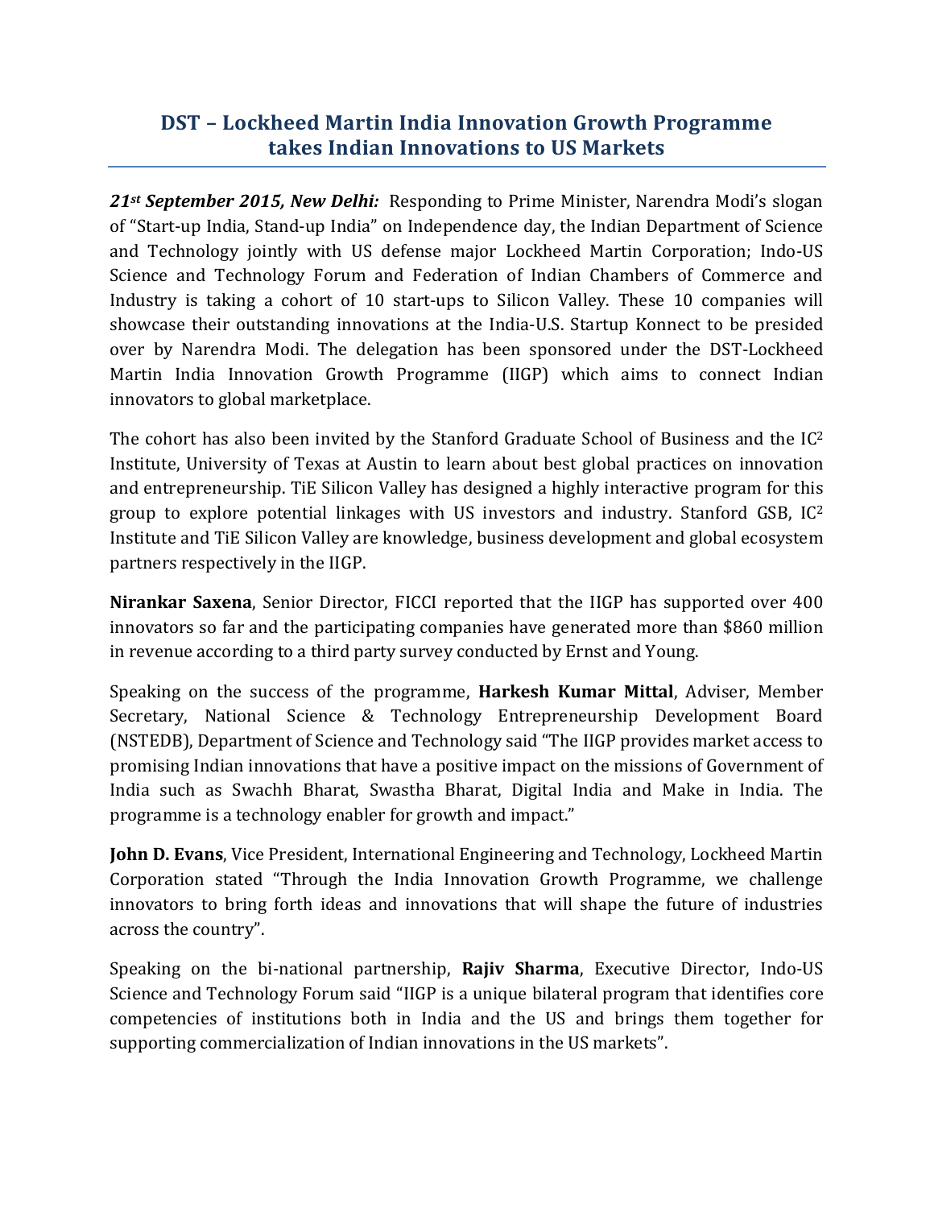# DST – Lockheed Martin India Innovation Growth Programme takes Indian Innovations to US Markets

***21st September 2015, New Delhi:*** Responding to Prime Minister, Narendra Modi's slogan of "Start-up India, Stand-up India" on Independence day, the Indian Department of Science and Technology jointly with US defense major Lockheed Martin Corporation; Indo-US Science and Technology Forum and Federation of Indian Chambers of Commerce and Industry is taking a cohort of 10 start-ups to Silicon Valley. These 10 companies will showcase their outstanding innovations at the India-U.S. Startup Konnect to be presided over by Narendra Modi. The delegation has been sponsored under the DST-Lockheed Martin India Innovation Growth Programme (IIGP) which aims to connect Indian innovators to global marketplace.

The cohort has also been invited by the Stanford Graduate School of Business and the IC$^2$ Institute, University of Texas at Austin to learn about best global practices on innovation and entrepreneurship. TiE Silicon Valley has designed a highly interactive program for this group to explore potential linkages with US investors and industry. Stanford GSB, IC$^2$ Institute and TiE Silicon Valley are knowledge, business development and global ecosystem partners respectively in the IIGP.

**Nirankar Saxena**, Senior Director, FICCI reported that the IIGP has supported over 400 innovators so far and the participating companies have generated more than $860 million in revenue according to a third party survey conducted by Ernst and Young.

Speaking on the success of the programme, **Harkesh Kumar Mittal**, Adviser, Member Secretary, National Science & Technology Entrepreneurship Development Board (NSTEDB), Department of Science and Technology said "The IIGP provides market access to promising Indian innovations that have a positive impact on the missions of Government of India such as Swachh Bharat, Swastha Bharat, Digital India and Make in India. The programme is a technology enabler for growth and impact."

**John D. Evans**, Vice President, International Engineering and Technology, Lockheed Martin Corporation stated "Through the India Innovation Growth Programme, we challenge innovators to bring forth ideas and innovations that will shape the future of industries across the country".

Speaking on the bi-national partnership, **Rajiv Sharma**, Executive Director, Indo-US Science and Technology Forum said "IIGP is a unique bilateral program that identifies core competencies of institutions both in India and the US and brings them together for supporting commercialization of Indian innovations in the US markets".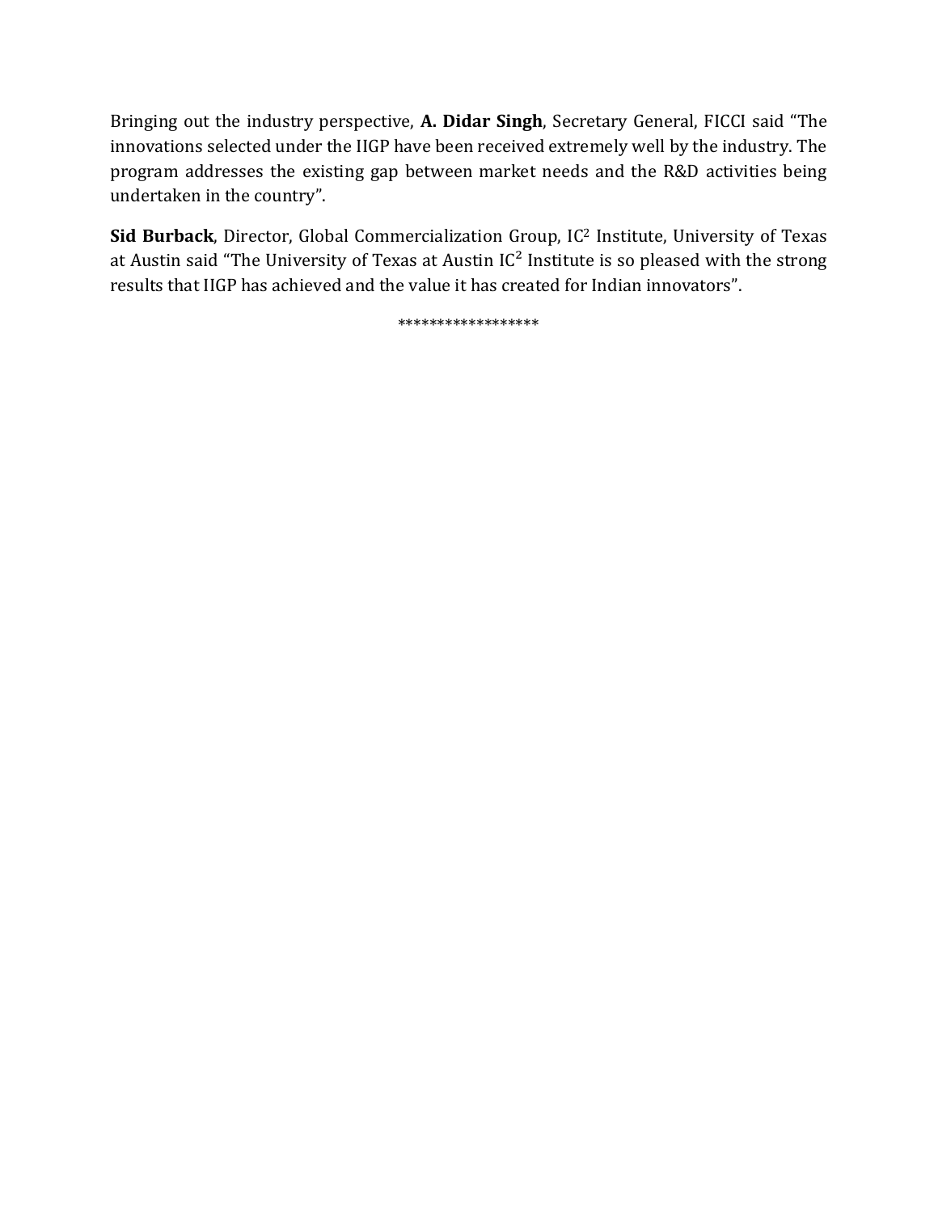Bringing out the industry perspective, **A. Didar Singh**, Secretary General, FICCI said "The innovations selected under the IIGP have been received extremely well by the industry. The program addresses the existing gap between market needs and the R&D activities being undertaken in the country".

**Sid Burback**, Director, Global Commercialization Group, $IC^2$ Institute, University of Texas at Austin said "The University of Texas at Austin $IC^2$ Institute is so pleased with the strong results that IIGP has achieved and the value it has created for Indian innovators".

******************